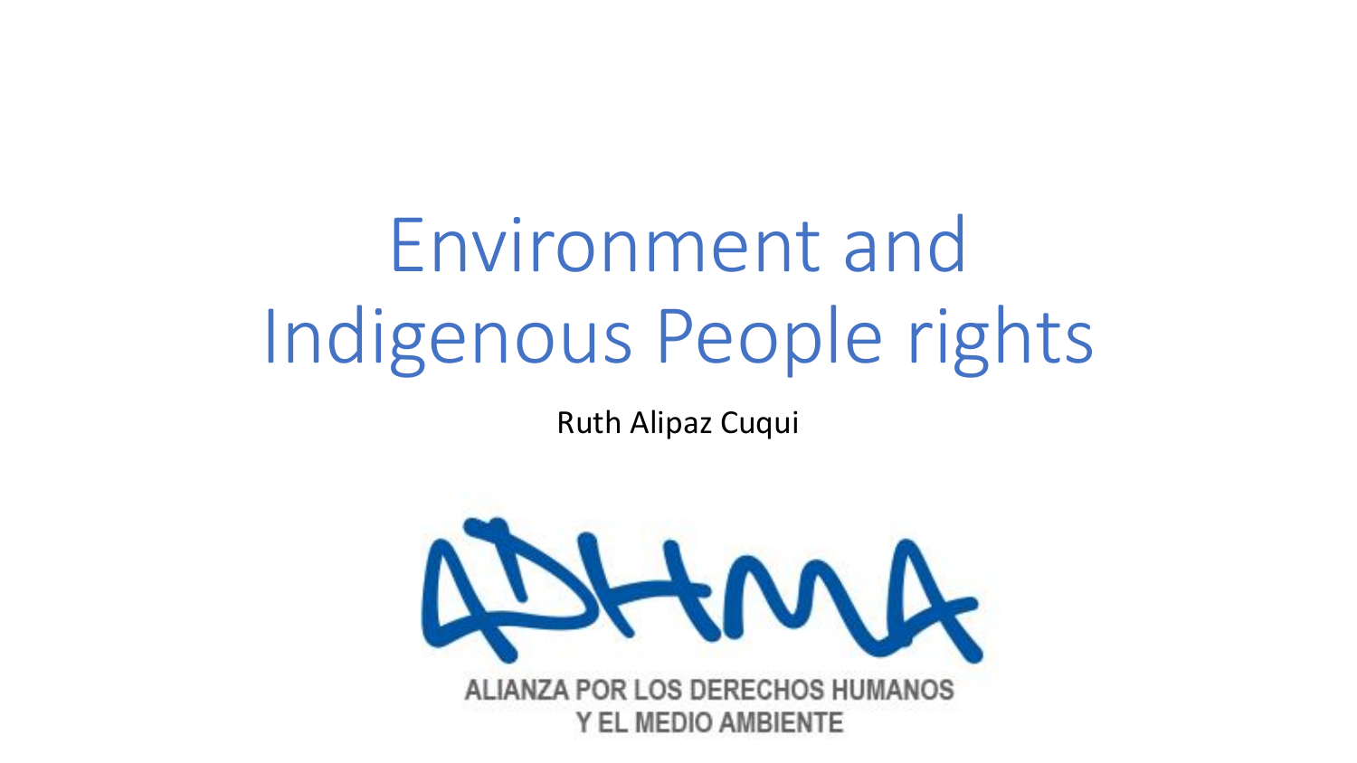# Environment and Indigenous People rights

Ruth Alipaz Cuqui

ADHMA

ALIANZA POR LOS DERECHOS HUMANOS Y EL MEDIO AMBIENTE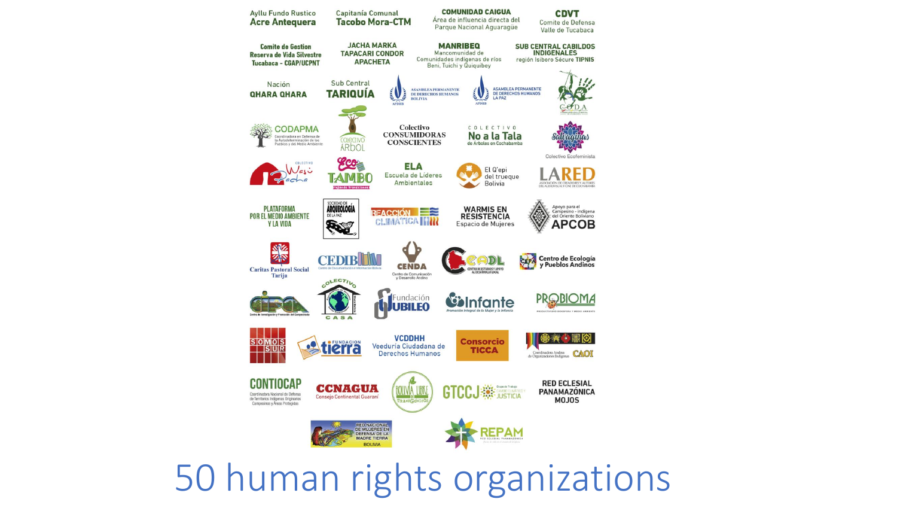Ayllu Fundo Rustico
Acre Antequera

Capitanía Comunal
Tacobo Mora-CTM

COMUNIDAD CAIGUA
Área de influencia directa del Parque Nacional Aguaragüe

CDVT
Comite de Defensa Valle de Tucabaca

Comite de Gestion Reserva de Vida Silvestre Tucabaca - CGAP/UCPNT

JACHA MARKA TAPACARI CONDOR APACHETA

MANRIBEQ
Mancomunidad de Comunidades indígenas de ríos Beni, Tuichi y Quiquibey

SUB CENTRAL CABILDOS INDIGENALES
región Isiboro Sécure TIPNIS

Nación QHARA QHARA

Sub Central TARIQUÍA

APDHB Asamblea Permanente de Derechos Humanos Bolivia

APDHB Asamblea Permanente de Derechos Humanos La Paz

CODA

CODAPMA
Coordinadora en Defensa de la Autodeterminación de los Pueblos y del Medio Ambiente

Colectivo Árbol

Colectivo CONSUMIDORAS CONSCIENTES

COLECTIVO No a la Tala
de Arboles en Cochabamba

Salvajinas
Colectivo Ecofeminista

Colectivo Wasi Pacha

Eco Tambo

ELA
Escuela de Lideres Ambientales

El Q'epi del trueque Bolivia

LARED
Asociación de Creadores y Autores del Audiovisual y Cine de Cochabamba

PLATAFORMA POR EL MEDIO AMBIENTE Y LA VIDA

Sociedad de Arqueología de La Paz

REACCIÓN CLIMÁTICA

WARMIS EN RESISTENCIA
Espacio de Mujeres

APCOB
Apoyo para el Campesino - indígena del Oriente Boliviano

Caritas Pastoral Social Tarija

CEDIB
Centro de Documentación e Información Bolivia

CENDA
Centro de Comunicación y Desarrollo Andino

CEADL
Centro de Estudios y Apoyo al Desarrollo Local

CEPA
Centro de Ecología y Pueblos Andinos

CIPCA
Centro de Investigación y Promoción del Campesinado

Colectivo CASA

Fundación JUBILEO

Infante
Promoción Integral de la Mujer y la Infancia

PROBIOMA

SOMOS SUR

Fundación tierra

VCDDHH
Veeduría Ciudadana de Derechos Humanos

Consorcio TICCA

CAOI
Coordinadora Andina de Organizaciones Indígenas

CONTIOCAP
Coordinadora Nacional de Defensa de Territorios Indígenas Originarios Campesinos y Áreas Protegidas

CCNAGUA
Consejo Continental Guaraní

Bolivia Libre de Transgénicos

GTCCJ
Grupo de Trabajo Cambio Climático y Justicia

RED ECLESIAL PANAMAZÓNICA MOJOS

RED NACIONAL DE MUJERES EN DEFENSA DE LA MADRE TIERRA BOLIVIA

REPAM
Red Eclesial Panamazónica

# 50 human rights organizations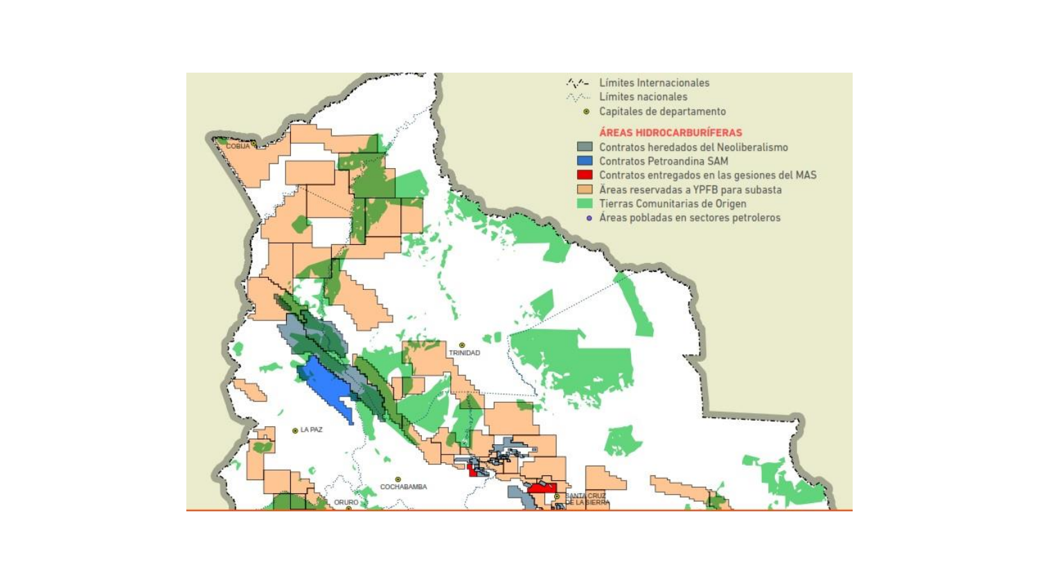Límites Internacionales

Límites nacionales

Capitales de departamento

**ÁREAS HIDROCARBURÍFERAS**

- Contratos heredados del Neoliberalismo
- Contratos Petroandina SAM
- Contratos entregados en las gesiones del MAS
- Áreas reservadas a YPFB para subasta
- Tierras Comunitarias de Origen
- Áreas pobladas en sectores petroleros

COBIJA

TRINIDAD

LA PAZ

COCHABAMBA

ORURO

SANTA CRUZ DE LA SIERRA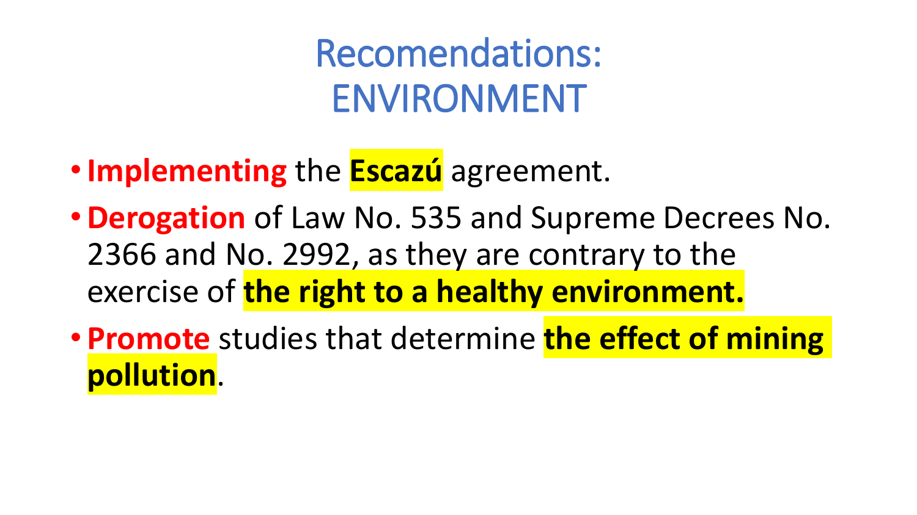# Recomendations: ENVIRONMENT

- **Implementing** the **Escazú** agreement.
- **Derogation** of Law No. 535 and Supreme Decrees No. 2366 and No. 2992, as they are contrary to the exercise of **the right to a healthy environment.**
- **Promote** studies that determine **the effect of mining pollution**.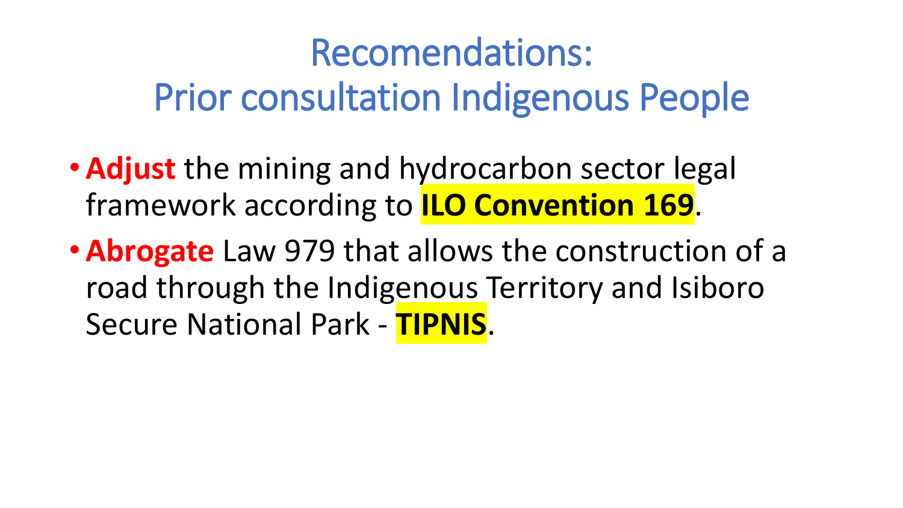# Recomendations:
# Prior consultation Indigenous People

- **Adjust** the mining and hydrocarbon sector legal framework according to **ILO Convention 169**.
- **Abrogate** Law 979 that allows the construction of a road through the Indigenous Territory and Isiboro Secure National Park - **TIPNIS**.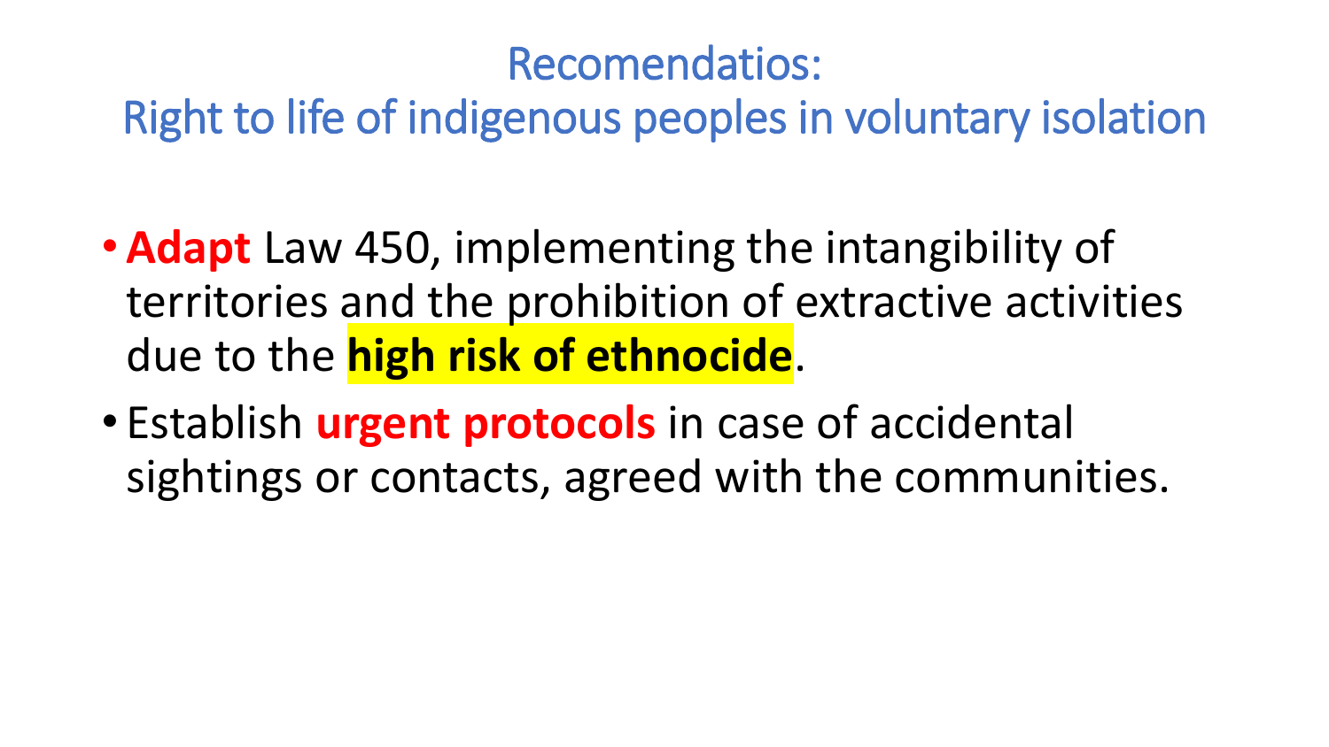# Recomendatios:
## Right to life of indigenous peoples in voluntary isolation

- **Adapt** Law 450, implementing the intangibility of territories and the prohibition of extractive activities due to the **high risk of ethnocide**.
- Establish **urgent protocols** in case of accidental sightings or contacts, agreed with the communities.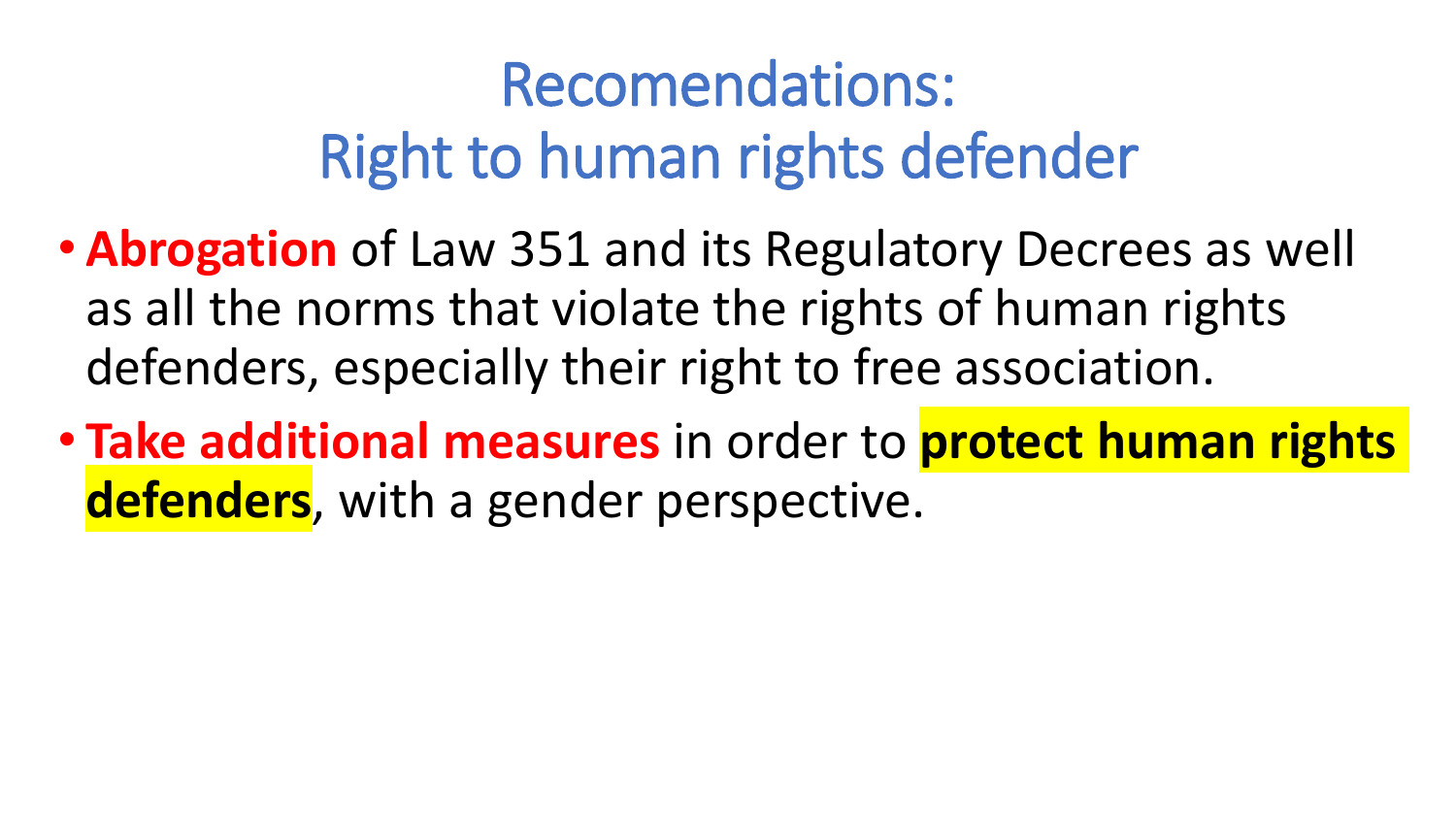# Recomendations:
# Right to human rights defender

- **Abrogation** of Law 351 and its Regulatory Decrees as well as all the norms that violate the rights of human rights defenders, especially their right to free association.
- **Take additional measures** in order to **protect human rights defenders**, with a gender perspective.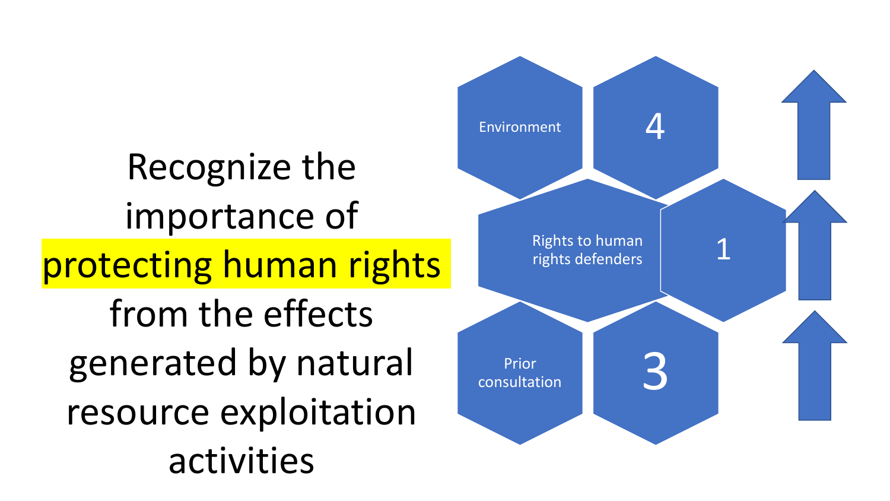Recognize the importance of **protecting human rights** from the effects generated by natural resource exploitation activities

- Environment
- 4
- Rights to human rights defenders
- 1
- Prior consultation
- 3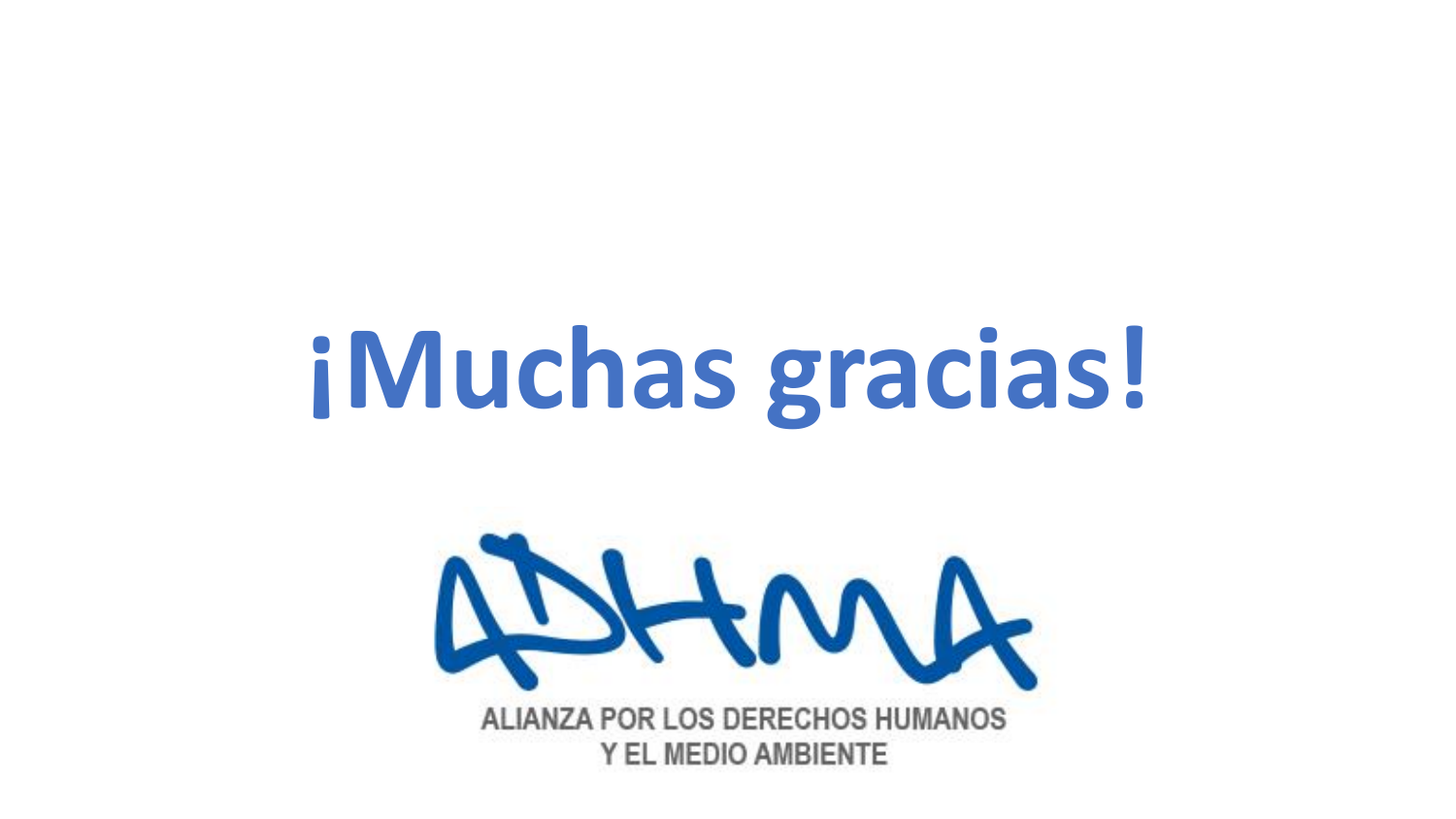# ¡Muchas gracias!

ADHMA

ALIANZA POR LOS DERECHOS HUMANOS
Y EL MEDIO AMBIENTE